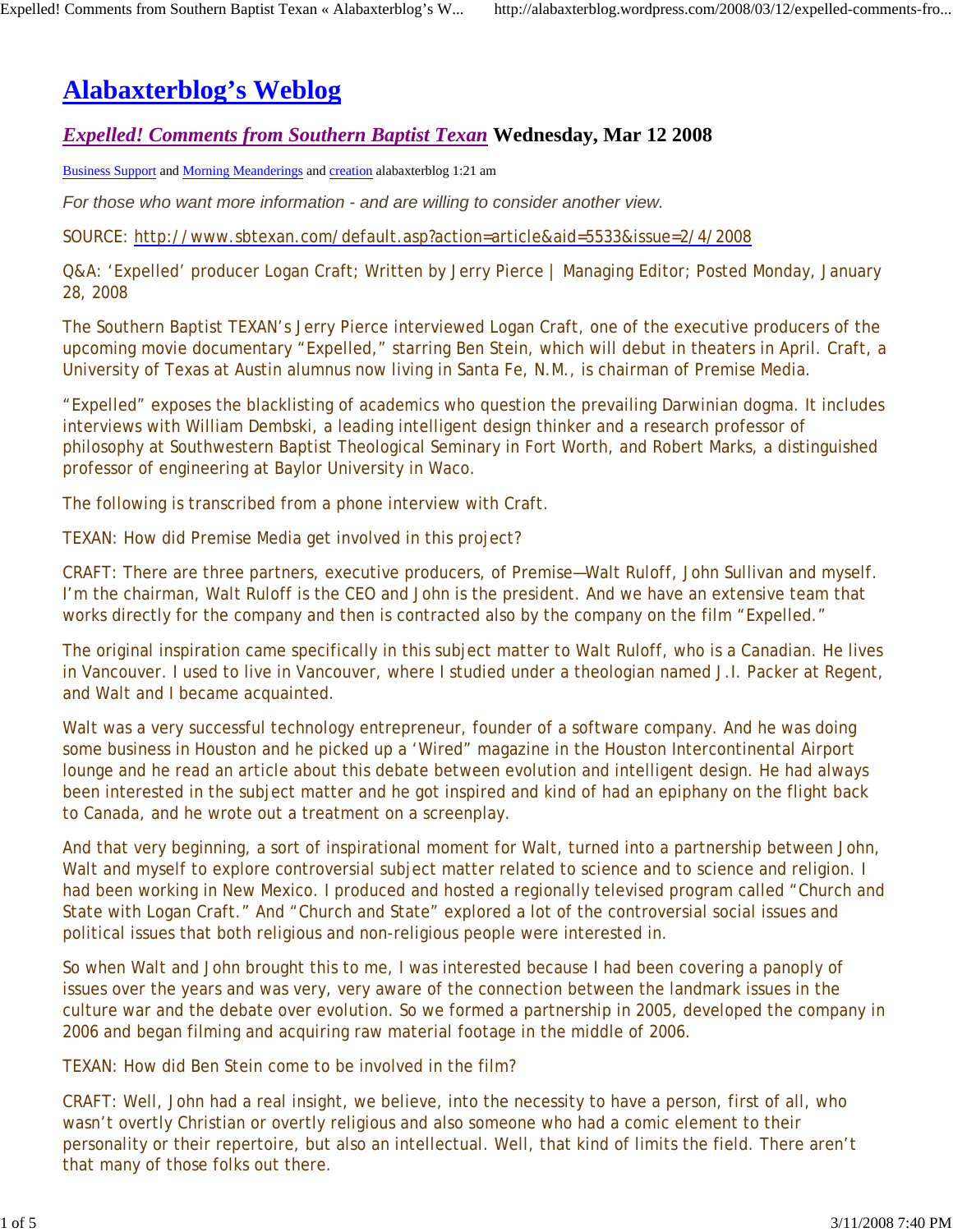# Alabaxterblog's Weblog

## *Expelled! Comments from Southern Baptist Texan* Wednesday, Mar 12 2008

Business Support and Morning Meanderings and creation alabaxterblog 1:21 am

*For those who want more information - and are willing to consider another view.*

SOURCE: http://www.sbtexan.com/default.asp?action=article&aid=5533&issue=2/4/2008

Q&A: 'Expelled' producer Logan Craft; Written by Jerry Pierce | Managing Editor; Posted Monday, January 28, 2008

The Southern Baptist TEXAN's Jerry Pierce interviewed Logan Craft, one of the executive producers of the upcoming movie documentary "Expelled," starring Ben Stein, which will debut in theaters in April. Craft, a University of Texas at Austin alumnus now living in Santa Fe, N.M., is chairman of Premise Media.

"Expelled" exposes the blacklisting of academics who question the prevailing Darwinian dogma. It includes interviews with William Dembski, a leading intelligent design thinker and a research professor of philosophy at Southwestern Baptist Theological Seminary in Fort Worth, and Robert Marks, a distinguished professor of engineering at Baylor University in Waco.

The following is transcribed from a phone interview with Craft.

TEXAN: How did Premise Media get involved in this project?

CRAFT: There are three partners, executive producers, of Premise—Walt Ruloff, John Sullivan and myself. I'm the chairman, Walt Ruloff is the CEO and John is the president. And we have an extensive team that works directly for the company and then is contracted also by the company on the film "Expelled."

The original inspiration came specifically in this subject matter to Walt Ruloff, who is a Canadian. He lives in Vancouver. I used to live in Vancouver, where I studied under a theologian named J.I. Packer at Regent, and Walt and I became acquainted.

Walt was a very successful technology entrepreneur, founder of a software company. And he was doing some business in Houston and he picked up a 'Wired" magazine in the Houston Intercontinental Airport lounge and he read an article about this debate between evolution and intelligent design. He had always been interested in the subject matter and he got inspired and kind of had an epiphany on the flight back to Canada, and he wrote out a treatment on a screenplay.

And that very beginning, a sort of inspirational moment for Walt, turned into a partnership between John, Walt and myself to explore controversial subject matter related to science and to science and religion. I had been working in New Mexico. I produced and hosted a regionally televised program called "Church and State with Logan Craft." And "Church and State" explored a lot of the controversial social issues and political issues that both religious and non-religious people were interested in.

So when Walt and John brought this to me, I was interested because I had been covering a panoply of issues over the years and was very, very aware of the connection between the landmark issues in the culture war and the debate over evolution. So we formed a partnership in 2005, developed the company in 2006 and began filming and acquiring raw material footage in the middle of 2006.

TEXAN: How did Ben Stein come to be involved in the film?

CRAFT: Well, John had a real insight, we believe, into the necessity to have a person, first of all, who wasn't overtly Christian or overtly religious and also someone who had a comic element to their personality or their repertoire, but also an intellectual. Well, that kind of limits the field. There aren't that many of those folks out there.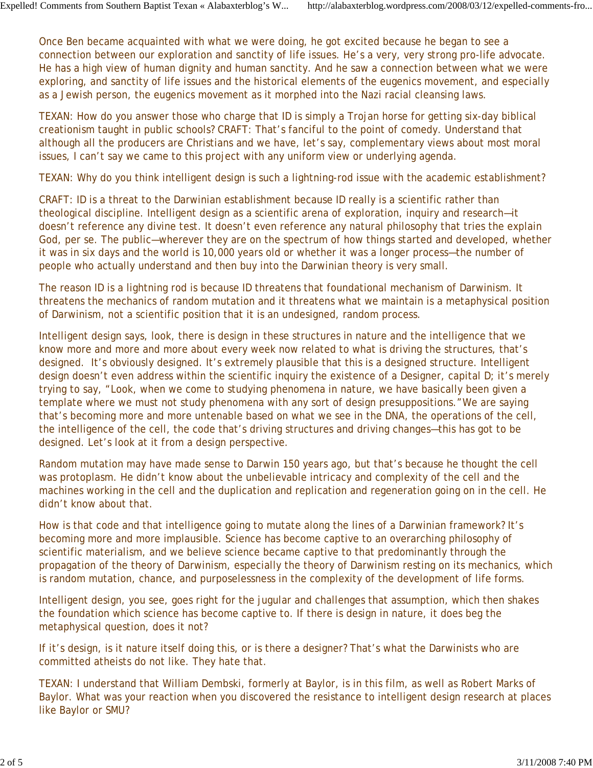Once Ben became acquainted with what we were doing, he got excited because he began to see a connection between our exploration and sanctity of life issues. He's a very, very strong pro-life advocate. He has a high view of human dignity and human sanctity. And he saw a connection between what we were exploring, and sanctity of life issues and the historical elements of the eugenics movement, and especially as a Jewish person, the eugenics movement as it morphed into the Nazi racial cleansing laws.

TEXAN: How do you answer those who charge that ID is simply a Trojan horse for getting six-day biblical creationism taught in public schools? CRAFT: That's fanciful to the point of comedy. Understand that although all the producers are Christians and we have, let's say, complementary views about most moral issues, I can't say we came to this project with any uniform view or underlying agenda.

TEXAN: Why do you think intelligent design is such a lightning-rod issue with the academic establishment?

CRAFT: ID is a threat to the Darwinian establishment because ID really is a scientific rather than theological discipline. Intelligent design as a scientific arena of exploration, inquiry and research—it doesn't reference any divine test. It doesn't even reference any natural philosophy that tries the explain God, per se. The public—wherever they are on the spectrum of how things started and developed, whether it was in six days and the world is 10,000 years old or whether it was a longer process—the number of people who actually understand and then buy into the Darwinian theory is very small.

The reason ID is a lightning rod is because ID threatens that foundational mechanism of Darwinism. It threatens the mechanics of random mutation and it threatens what we maintain is a metaphysical position of Darwinism, not a scientific position that it is an undesigned, random process.

Intelligent design says, look, there is design in these structures in nature and the intelligence that we know more and more and more about every week now related to what is driving the structures, that's designed. It's obviously designed. It's extremely plausible that this is a designed structure. Intelligent design doesn't even address within the scientific inquiry the existence of a Designer, capital D; it's merely trying to say, "Look, when we come to studying phenomena in nature, we have basically been given a template where we must not study phenomena with any sort of design presuppositions." We are saying that's becoming more and more untenable based on what we see in the DNA, the operations of the cell, the intelligence of the cell, the code that's driving structures and driving changes—this has got to be designed. Let's look at it from a design perspective.

Random mutation may have made sense to Darwin 150 years ago, but that's because he thought the cell was protoplasm. He didn't know about the unbelievable intricacy and complexity of the cell and the machines working in the cell and the duplication and replication and regeneration going on in the cell. He didn't know about that.

How is that code and that intelligence going to mutate along the lines of a Darwinian framework? It's becoming more and more implausible. Science has become captive to an overarching philosophy of scientific materialism, and we believe science became captive to that predominantly through the propagation of the theory of Darwinism, especially the theory of Darwinism resting on its mechanics, which is random mutation, chance, and purposelessness in the complexity of the development of life forms.

Intelligent design, you see, goes right for the jugular and challenges that assumption, which then shakes the foundation which science has become captive to. If there is design in nature, it does beg the metaphysical question, does it not?

If it's design, is it nature itself doing this, or is there a designer? That's what the Darwinists who are committed atheists do not like. They hate that.

TEXAN: I understand that William Dembski, formerly at Baylor, is in this film, as well as Robert Marks of Baylor. What was your reaction when you discovered the resistance to intelligent design research at places like Baylor or SMU?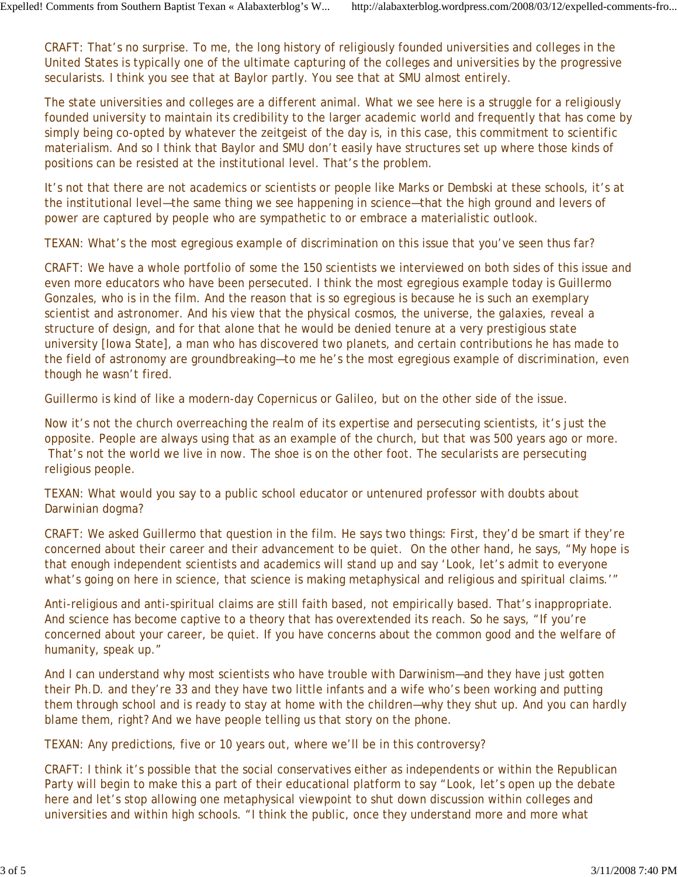CRAFT: That's no surprise. To me, the long history of religiously founded universities and colleges in the United States is typically one of the ultimate capturing of the colleges and universities by the progressive secularists. I think you see that at Baylor partly. You see that at SMU almost entirely.

The state universities and colleges are a different animal. What we see here is a struggle for a religiously founded university to maintain its credibility to the larger academic world and frequently that has come by simply being co-opted by whatever the zeitgeist of the day is, in this case, this commitment to scientific materialism. And so I think that Baylor and SMU don't easily have structures set up where those kinds of positions can be resisted at the institutional level. That's the problem.

It's not that there are not academics or scientists or people like Marks or Dembski at these schools, it's at the institutional level—the same thing we see happening in science—that the high ground and levers of power are captured by people who are sympathetic to or embrace a materialistic outlook.

TEXAN: What's the most egregious example of discrimination on this issue that you've seen thus far?

CRAFT: We have a whole portfolio of some the 150 scientists we interviewed on both sides of this issue and even more educators who have been persecuted. I think the most egregious example today is Guillermo Gonzales, who is in the film. And the reason that is so egregious is because he is such an exemplary scientist and astronomer. And his view that the physical cosmos, the universe, the galaxies, reveal a structure of design, and for that alone that he would be denied tenure at a very prestigious state university [Iowa State], a man who has discovered two planets, and certain contributions he has made to the field of astronomy are groundbreaking—to me he's the most egregious example of discrimination, even though he wasn't fired.

Guillermo is kind of like a modern-day Copernicus or Galileo, but on the other side of the issue.

Now it's not the church overreaching the realm of its expertise and persecuting scientists, it's just the opposite. People are always using that as an example of the church, but that was 500 years ago or more. That's not the world we live in now. The shoe is on the other foot. The secularists are persecuting religious people.

TEXAN: What would you say to a public school educator or untenured professor with doubts about Darwinian dogma?

CRAFT: We asked Guillermo that question in the film. He says two things: First, they'd be smart if they're concerned about their career and their advancement to be quiet. On the other hand, he says, "My hope is that enough independent scientists and academics will stand up and say 'Look, let's admit to everyone what's going on here in science, that science is making metaphysical and religious and spiritual claims.'"

Anti-religious and anti-spiritual claims are still faith based, not empirically based. That's inappropriate. And science has become captive to a theory that has overextended its reach. So he says, "If you're concerned about your career, be quiet. If you have concerns about the common good and the welfare of humanity, speak up."

And I can understand why most scientists who have trouble with Darwinism—and they have just gotten their Ph.D. and they're 33 and they have two little infants and a wife who's been working and putting them through school and is ready to stay at home with the children—why they shut up. And you can hardly blame them, right? And we have people telling us that story on the phone.

TEXAN: Any predictions, five or 10 years out, where we'll be in this controversy?

CRAFT: I think it's possible that the social conservatives either as independents or within the Republican Party will begin to make this a part of their educational platform to say "Look, let's open up the debate here and let's stop allowing one metaphysical viewpoint to shut down discussion within colleges and universities and within high schools. "I think the public, once they understand more and more what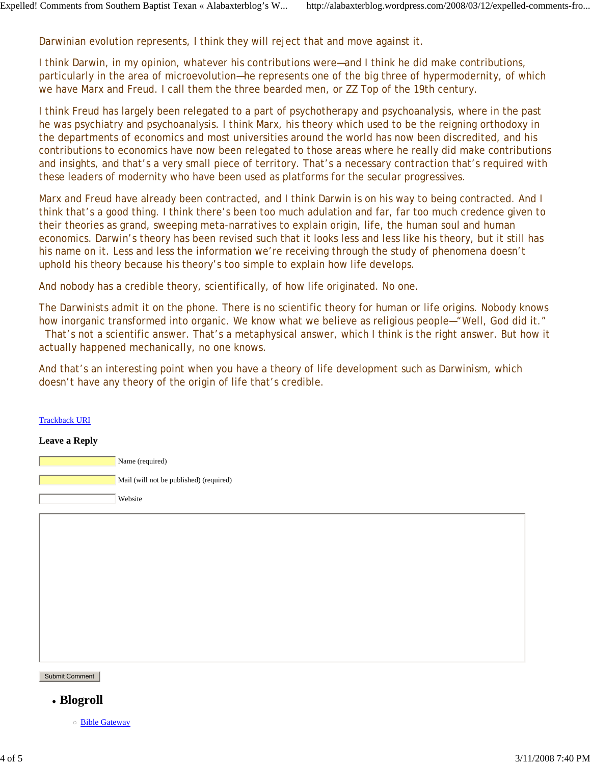Darwinian evolution represents, I think they will reject that and move against it.

I think Darwin, in my opinion, whatever his contributions were—and I think he did make contributions, particularly in the area of microevolution—he represents one of the big three of hypermodernity, of which we have Marx and Freud. I call them the three bearded men, or ZZ Top of the 19th century.

I think Freud has largely been relegated to a part of psychotherapy and psychoanalysis, where in the past he was psychiatry and psychoanalysis. I think Marx, his theory which used to be the reigning orthodoxy in the departments of economics and most universities around the world has now been discredited, and his contributions to economics have now been relegated to those areas where he really did make contributions and insights, and that's a very small piece of territory. That's a necessary contraction that's required with these leaders of modernity who have been used as platforms for the secular progressives.

Marx and Freud have already been contracted, and I think Darwin is on his way to being contracted. And I think that's a good thing. I think there's been too much adulation and far, far too much credence given to their theories as grand, sweeping meta-narratives to explain origin, life, the human soul and human economics. Darwin's theory has been revised such that it looks less and less like his theory, but it still has his name on it. Less and less the information we're receiving through the study of phenomena doesn't uphold his theory because his theory's too simple to explain how life develops.

And nobody has a credible theory, scientifically, of how life originated. No one.

The Darwinists admit it on the phone. There is no scientific theory for human or life origins. Nobody knows how inorganic transformed into organic. We know what we believe as religious people—"Well, God did it." That's not a scientific answer. That's a metaphysical answer, which I think is the right answer. But how it actually happened mechanically, no one knows.

And that's an interesting point when you have a theory of life development such as Darwinism, which doesn't have any theory of the origin of life that's credible.

Trackback URI

### Leave a Reply

Name (required)

Mail (will not be published) (required)

Website

Submit Comment

- **Blogroll**
  - Bible Gateway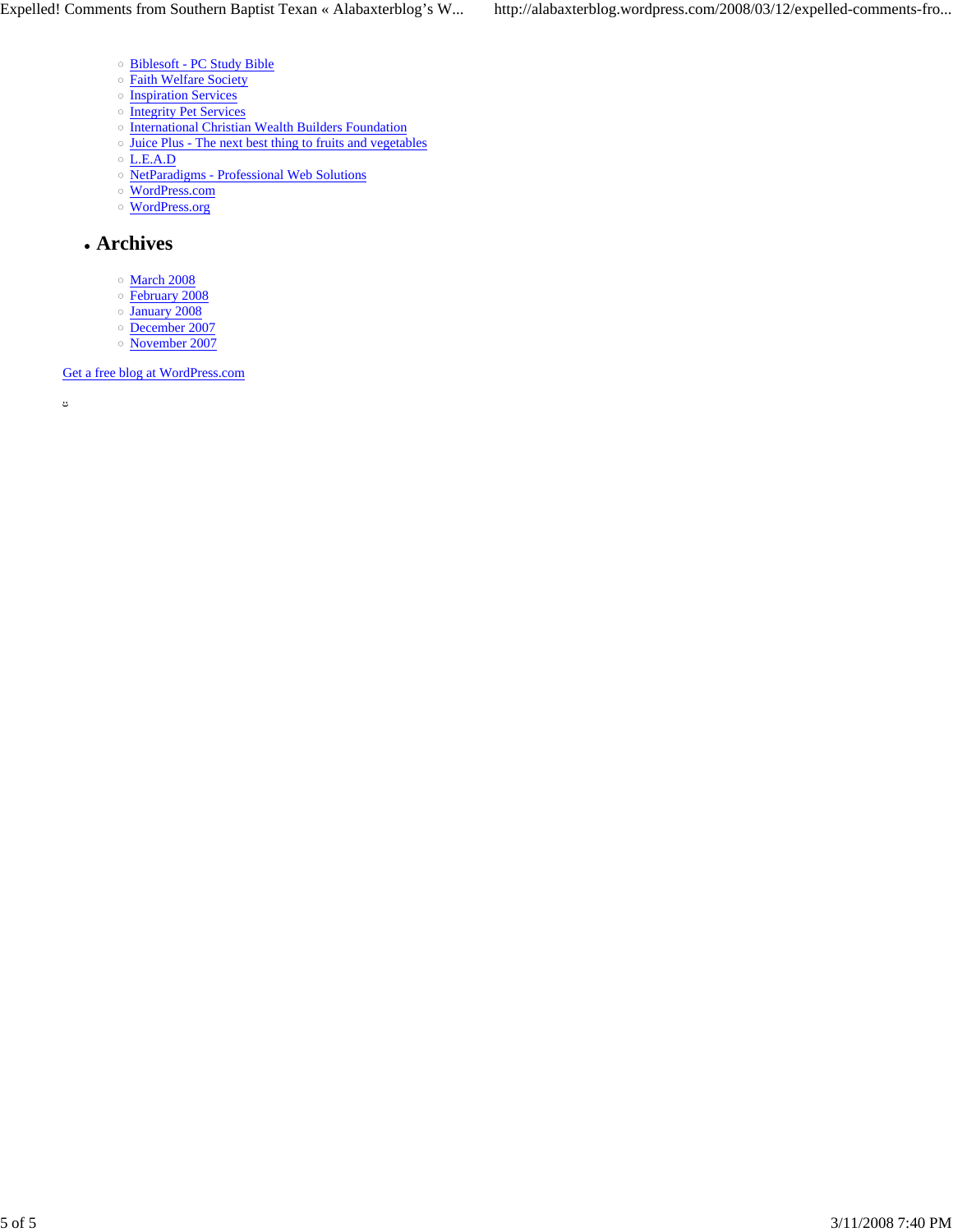- Biblesoft - PC Study Bible
- Faith Welfare Society
- Inspiration Services
- Integrity Pet Services
- International Christian Wealth Builders Foundation
- Juice Plus - The next best thing to fruits and vegetables
- L.E.A.D
- NetParadigms - Professional Web Solutions
- WordPress.com
- WordPress.org

## Archives

- March 2008
- February 2008
- January 2008
- December 2007
- November 2007

Get a free blog at WordPress.com